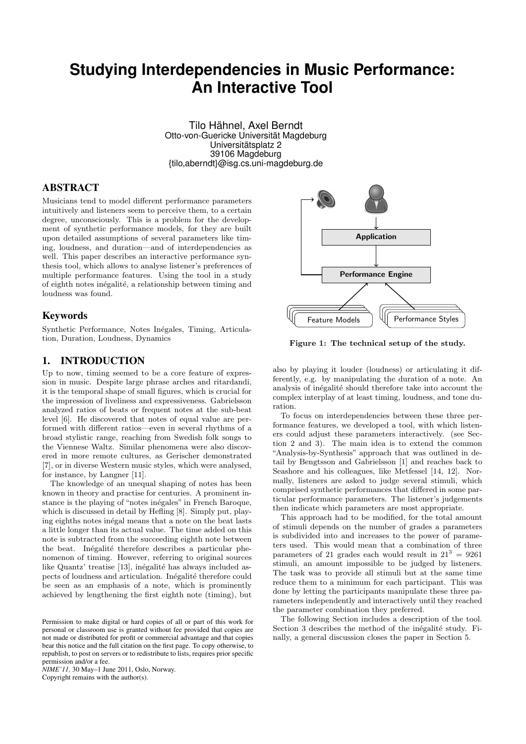# Studying Interdependencies in Music Performance: An Interactive Tool

Tilo Hähnel, Axel Berndt
Otto-von-Guericke Universität Magdeburg
Universitätsplatz 2
39106 Magdeburg
{tilo,aberndt}@isg.cs.uni-magdeburg.de

## ABSTRACT

Musicians tend to model different performance parameters intuitively and listeners seem to perceive them, to a certain degree, unconsciously. This is a problem for the development of synthetic performance models, for they are built upon detailed assumptions of several parameters like timing, loudness, and duration—and of interdependencies as well. This paper describes an interactive performance synthesis tool, which allows to analyse listener's preferences of multiple performance features. Using the tool in a study of eighth notes inégalité, a relationship between timing and loudness was found.

## Keywords

Synthetic Performance, Notes Inégales, Timing, Articulation, Duration, Loudness, Dynamics

## 1. INTRODUCTION

Up to now, timing seemed to be a core feature of expression in music. Despite large phrase arches and ritardandi, it is the temporal shape of small figures, which is crucial for the impression of liveliness and expressiveness. Gabrielsson analyzed ratios of beats or frequent notes at the sub-beat level [6]. He discovered that notes of equal value are performed with different ratios—even in several rhythms of a broad stylistic range, reaching from Swedish folk songs to the Viennese Waltz. Similar phenomena were also discovered in more remote cultures, as Gerischer demonstrated [7], or in diverse Western music styles, which were analysed, for instance, by Langner [11].

The knowledge of an unequal shaping of notes has been known in theory and practise for centuries. A prominent instance is the playing of "notes inégales" in French Baroque, which is discussed in detail by Hefling [8]. Simply put, playing eighths notes inégal means that a note on the beat lasts a little longer than its actual value. The time added on this note is subtracted from the succeeding eighth note between the beat. Inégalité therefore describes a particular phenomenon of timing. However, referring to original sources like Quantz' treatise [13], inégalité has always included aspects of loudness and articulation. Inégalité therefore could be seen as an emphasis of a note, which is prominently achieved by lengthening the first eighth note (timing), but also by playing it louder (loudness) or articulating it differently, e.g. by manipulating the duration of a note. An analysis of inégalité should therefore take into account the complex interplay of at least timing, loudness, and tone duration.

To focus on interdependencies between these three performance features, we developed a tool, with which listeners could adjust these parameters interactively. (see Section 2 and 3). The main idea is to extend the common "Analysis-by-Synthesis" approach that was outlined in detail by Bengtsson and Gabrielsson [1] and reaches back to Seashore and his colleagues, like Metfessel [14, 12]. Normally, listeners are asked to judge several stimuli, which comprised synthetic performances that differed in some particular performance parameters. The listener's judgements then indicate which parameters are most appropriate.

This approach had to be modified, for the total amount of stimuli depends on the number of grades a parameters is subdivided into and increases to the power of parameters used. This would mean that a combination of three parameters of 21 grades each would result in $21^3 = 9261$ stimuli, an amount impossible to be judged by listeners. The task was to provide all stimuli but at the same time reduce them to a minimum for each participant. This was done by letting the participants manipulate these three parameters independently and interactively until they reached the parameter combination they preferred.

The following Section includes a description of the tool. Section 3 describes the method of the inégalité study. Finally, a general discussion closes the paper in Section 5.

Application

Performance Engine

Feature Models

Performance Styles

**Figure 1: The technical setup of the study.**

Permission to make digital or hard copies of all or part of this work for personal or classroom use is granted without fee provided that copies are not made or distributed for profit or commercial advantage and that copies bear this notice and the full citation on the first page. To copy otherwise, to republish, to post on servers or to redistribute to lists, requires prior specific permission and/or a fee.
*NIME'11*, 30 May–1 June 2011, Oslo, Norway.
Copyright remains with the author(s).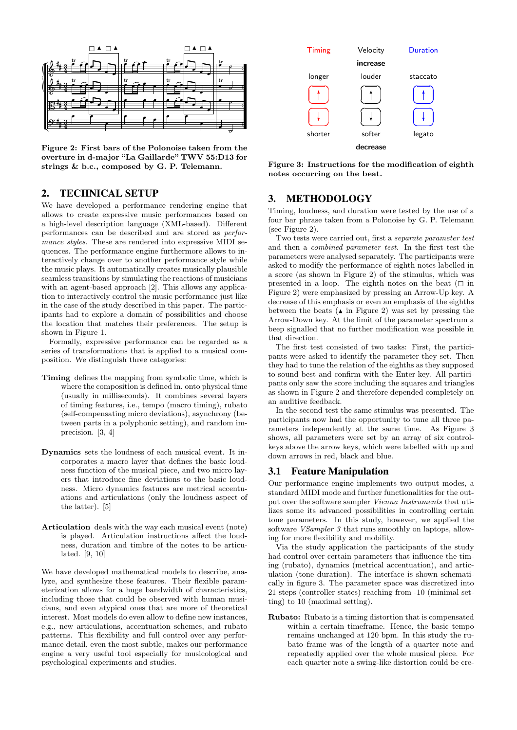Figure 2: First bars of the Polonoise taken from the overture in d-major "La Gaillarde" TWV 55:D13 for strings & b.c., composed by G. P. Telemann.

## 2. TECHNICAL SETUP

We have developed a performance rendering engine that allows to create expressive music performances based on a high-level description language (XML-based). Different performances can be described and are stored as *performance styles*. These are rendered into expressive MIDI sequences. The performance engine furthermore allows to interactively change over to another performance style while the music plays. It automatically creates musically plausible seamless transitions by simulating the reactions of musicians with an agent-based approach [2]. This allows any application to interactively control the music performance just like in the case of the study described in this paper. The participants had to explore a domain of possibilities and choose the location that matches their preferences. The setup is shown in Figure 1.

Formally, expressive performance can be regarded as a series of transformations that is applied to a musical composition. We distinguish three categories:

**Timing** defines the mapping from symbolic time, which is where the composition is defined in, onto physical time (usually in milliseconds). It combines several layers of timing features, i.e., tempo (macro timing), rubato (self-compensating micro deviations), asynchrony (between parts in a polyphonic setting), and random imprecision. [3, 4]

**Dynamics** sets the loudness of each musical event. It incorporates a macro layer that defines the basic loudness function of the musical piece, and two micro layers that introduce fine deviations to the basic loudness. Micro dynamics features are metrical accentuations and articulations (only the loudness aspect of the latter). [5]

**Articulation** deals with the way each musical event (note) is played. Articulation instructions affect the loudness, duration and timbre of the notes to be articulated. [9, 10]

We have developed mathematical models to describe, analyze, and synthesize these features. Their flexible parameterization allows for a huge bandwidth of characteristics, including those that could be observed with human musicians, and even atypical ones that are more of theoretical interest. Most models do even allow to define new instances, e.g., new articulations, accentuation schemes, and rubato patterns. This flexibility and full control over any performance detail, even the most subtle, makes our performance engine a very useful tool especially for musicological and psychological experiments and studies.

Figure 3: Instructions for the modification of eighth notes occurring on the beat.

## 3. METHODOLOGY

Timing, loudness, and duration were tested by the use of a four bar phrase taken from a Polonoise by G. P. Telemann (see Figure 2).

Two tests were carried out, first a *separate parameter test* and then a *combined parameter test*. In the first test the parameters were analysed separately. The participants were asked to modify the performance of eighth notes labelled in a score (as shown in Figure 2) of the stimulus, which was presented in a loop. The eighth notes on the beat (□ in Figure 2) were emphasized by pressing an Arrow-Up key. A decrease of this emphasis or even an emphasis of the eighths between the beats (▲ in Figure 2) was set by pressing the Arrow-Down key. At the limit of the parameter spectrum a beep signalled that no further modification was possible in that direction.

The first test consisted of two tasks: First, the participants were asked to identify the parameter they set. Then they had to tune the relation of the eighths as they supposed to sound best and confirm with the Enter-key. All participants only saw the score including the squares and triangles as shown in Figure 2 and therefore depended completely on an auditive feedback.

In the second test the same stimulus was presented. The participants now had the opportunity to tune all three parameters independently at the same time. As Figure 3 shows, all parameters were set by an array of six control-keys above the arrow keys, which were labelled with up and down arrows in red, black and blue.

### 3.1 Feature Manipulation

Our performance engine implements two output modes, a standard MIDI mode and further functionalities for the output over the software sampler *Vienna Instruments* that utilizes some its advanced possibilities in controlling certain tone parameters. In this study, however, we applied the software *VSampler 3* that runs smoothly on laptops, allowing for more flexibility and mobility.

Via the study application the participants of the study had control over certain parameters that influence the timing (rubato), dynamics (metrical accentuation), and articulation (tone duration). The interface is shown schematically in figure 3. The parameter space was discretized into 21 steps (controller states) reaching from -10 (minimal setting) to 10 (maximal setting).

**Rubato:** Rubato is a timing distortion that is compensated within a certain timeframe. Hence, the basic tempo remains unchanged at 120 bpm. In this study the rubato frame was of the length of a quarter note and repeatedly applied over the whole musical piece. For each quarter note a swing-like distortion could be cre-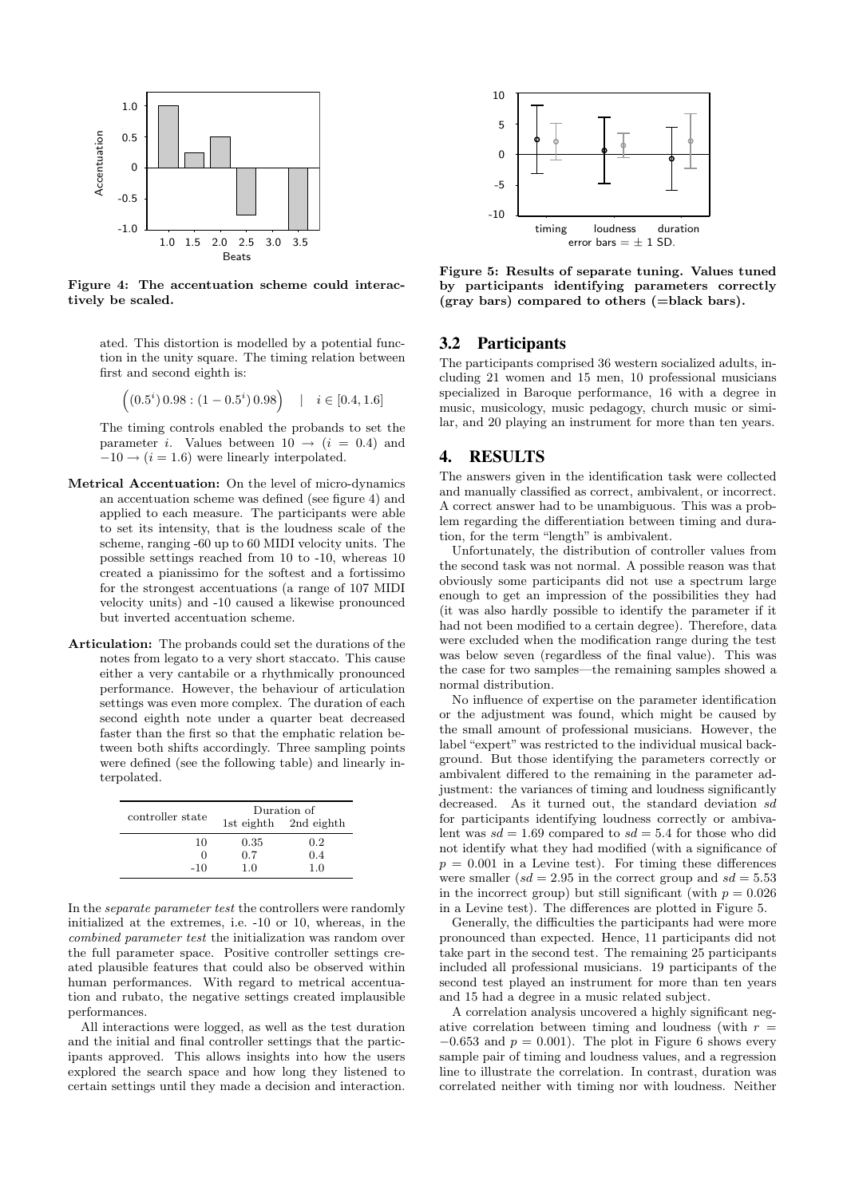Figure 4: The accentuation scheme could interactively be scaled.

ated. This distortion is modelled by a potential function in the unity square. The timing relation between first and second eighth is:

$$\left((0.5^i)\,0.98 : (1 - 0.5^i)\,0.98\right) \quad | \quad i \in [0.4, 1.6]$$

The timing controls enabled the probands to set the parameter $i$. Values between $10 \rightarrow (i = 0.4)$ and $-10 \rightarrow (i = 1.6)$ were linearly interpolated.

**Metrical Accentuation:** On the level of micro-dynamics an accentuation scheme was defined (see figure 4) and applied to each measure. The participants were able to set its intensity, that is the loudness scale of the scheme, ranging -60 up to 60 MIDI velocity units. The possible settings reached from 10 to -10, whereas 10 created a pianissimo for the softest and a fortissimo for the strongest accentuations (a range of 107 MIDI velocity units) and -10 caused a likewise pronounced but inverted accentuation scheme.

**Articulation:** The probands could set the durations of the notes from legato to a very short staccato. This cause either a very cantabile or a rhythmically pronounced performance. However, the behaviour of articulation settings was even more complex. The duration of each second eighth note under a quarter beat decreased faster than the first so that the emphatic relation between both shifts accordingly. Three sampling points were defined (see the following table) and linearly interpolated.

| controller state | Duration of | |
|---|---|---|
| | 1st eighth | 2nd eighth |
| 10 | 0.35 | 0.2 |
| 0 | 0.7 | 0.4 |
| -10 | 1.0 | 1.0 |

In the *separate parameter test* the controllers were randomly initialized at the extremes, i.e. -10 or 10, whereas, in the *combined parameter test* the initialization was random over the full parameter space. Positive controller settings created plausible features that could also be observed within human performances. With regard to metrical accentuation and rubato, the negative settings created implausible performances.

All interactions were logged, as well as the test duration and the initial and final controller settings that the participants approved. This allows insights into how the users explored the search space and how long they listened to certain settings until they made a decision and interaction.

Figure 5: Results of separate tuning. Values tuned by participants identifying parameters correctly (gray bars) compared to others (=black bars).

## 3.2 Participants

The participants comprised 36 western socialized adults, including 21 women and 15 men, 10 professional musicians specialized in Baroque performance, 16 with a degree in music, musicology, music pedagogy, church music or similar, and 20 playing an instrument for more than ten years.

# 4. RESULTS

The answers given in the identification task were collected and manually classified as correct, ambivalent, or incorrect. A correct answer had to be unambiguous. This was a problem regarding the differentiation between timing and duration, for the term "length" is ambivalent.

Unfortunately, the distribution of controller values from the second task was not normal. A possible reason was that obviously some participants did not use a spectrum large enough to get an impression of the possibilities they had (it was also hardly possible to identify the parameter if it had not been modified to a certain degree). Therefore, data were excluded when the modification range during the test was below seven (regardless of the final value). This was the case for two samples—the remaining samples showed a normal distribution.

No influence of expertise on the parameter identification or the adjustment was found, which might be caused by the small amount of professional musicians. However, the label "expert" was restricted to the individual musical background. But those identifying the parameters correctly or ambivalent differed to the remaining in the parameter adjustment: the variances of timing and loudness significantly decreased. As it turned out, the standard deviation $sd$ for participants identifying loudness correctly or ambivalent was $sd = 1.69$ compared to $sd = 5.4$ for those who did not identify what they had modified (with a significance of $p = 0.001$ in a Levine test). For timing these differences were smaller ($sd = 2.95$ in the correct group and $sd = 5.53$ in the incorrect group) but still significant (with $p = 0.026$ in a Levine test). The differences are plotted in Figure 5.

Generally, the difficulties the participants had were more pronounced than expected. Hence, 11 participants did not take part in the second test. The remaining 25 participants included all professional musicians. 19 participants of the second test played an instrument for more than ten years and 15 had a degree in a music related subject.

A correlation analysis uncovered a highly significant negative correlation between timing and loudness (with $r = -0.653$ and $p = 0.001$). The plot in Figure 6 shows every sample pair of timing and loudness values, and a regression line to illustrate the correlation. In contrast, duration was correlated neither with timing nor with loudness. Neither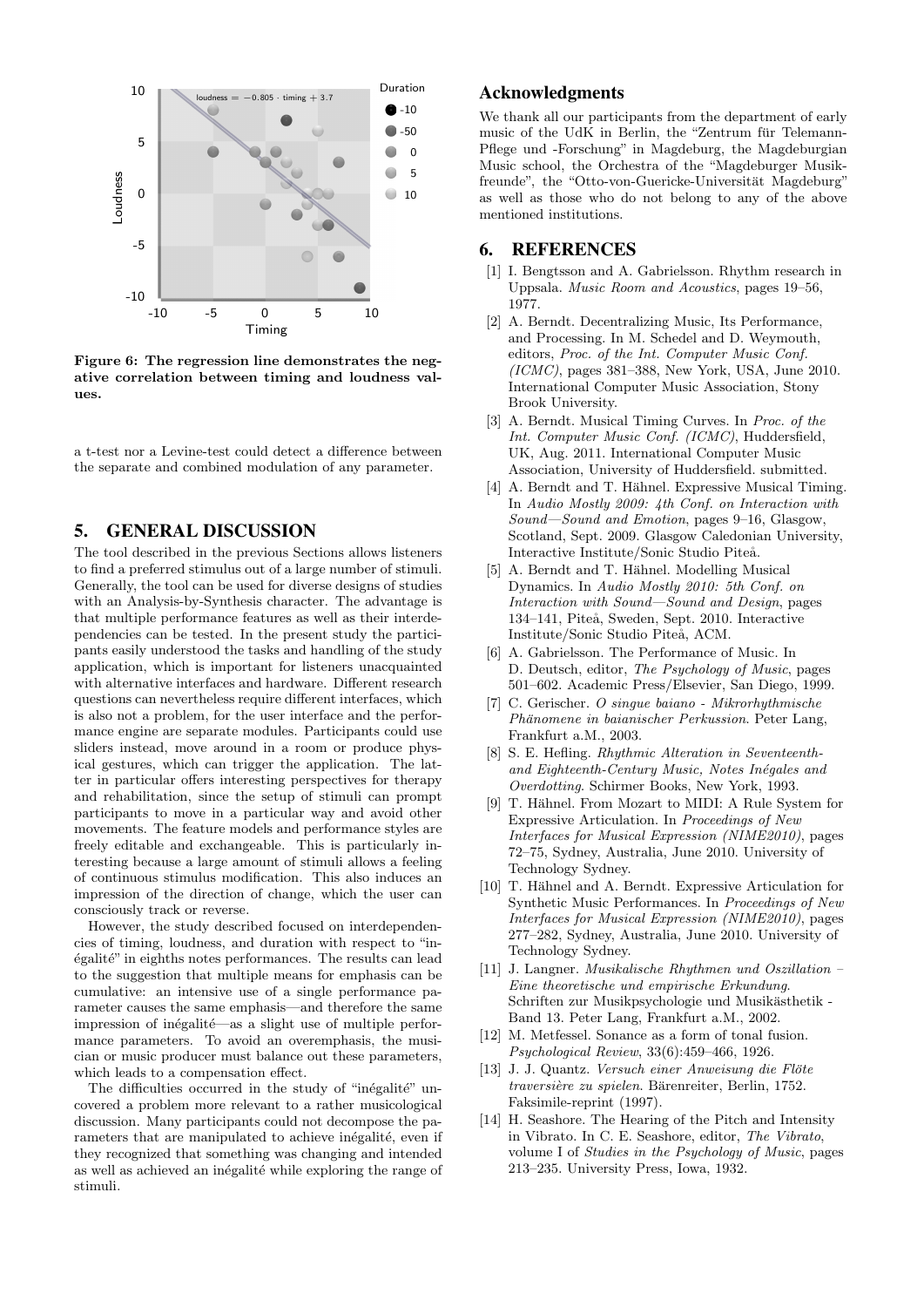loudness = −0.805 · timing + 3.7

Duration
-10
-50
0
5
10

Loudness
10
5
0
-5
-10

-10
-5
0
5
10
Timing

**Figure 6: The regression line demonstrates the negative correlation between timing and loudness values.**

a t-test nor a Levine-test could detect a difference between the separate and combined modulation of any parameter.

## 5. GENERAL DISCUSSION

The tool described in the previous Sections allows listeners to find a preferred stimulus out of a large number of stimuli. Generally, the tool can be used for diverse designs of studies with an Analysis-by-Synthesis character. The advantage is that multiple performance features as well as their interdependencies can be tested. In the present study the participants easily understood the tasks and handling of the study application, which is important for listeners unacquainted with alternative interfaces and hardware. Different research questions can nevertheless require different interfaces, which is also not a problem, for the user interface and the performance engine are separate modules. Participants could use sliders instead, move around in a room or produce physical gestures, which can trigger the application. The latter in particular offers interesting perspectives for therapy and rehabilitation, since the setup of stimuli can prompt participants to move in a particular way and avoid other movements. The feature models and performance styles are freely editable and exchangeable. This is particularly interesting because a large amount of stimuli allows a feeling of continuous stimulus modification. This also induces an impression of the direction of change, which the user can consciously track or reverse.

However, the study described focused on interdependencies of timing, loudness, and duration with respect to "inégalité" in eighths notes performances. The results can lead to the suggestion that multiple means for emphasis can be cumulative: an intensive use of a single performance parameter causes the same emphasis—and therefore the same impression of inégalité—as a slight use of multiple performance parameters. To avoid an overemphasis, the musician or music producer must balance out these parameters, which leads to a compensation effect.

The difficulties occurred in the study of "inégalité" uncovered a problem more relevant to a rather musicological discussion. Many participants could not decompose the parameters that are manipulated to achieve inégalité, even if they recognized that something was changing and intended as well as achieved an inégalité while exploring the range of stimuli.

## Acknowledgments

We thank all our participants from the department of early music of the UdK in Berlin, the "Zentrum für Telemann-Pflege und -Forschung" in Magdeburg, the Magdeburgian Music school, the Orchestra of the "Magdeburger Musikfreunde", the "Otto-von-Guericke-Universität Magdeburg" as well as those who do not belong to any of the above mentioned institutions.

## 6. REFERENCES

[1] I. Bengtsson and A. Gabrielsson. Rhythm research in Uppsala. *Music Room and Acoustics*, pages 19–56, 1977.

[2] A. Berndt. Decentralizing Music, Its Performance, and Processing. In M. Schedel and D. Weymouth, editors, *Proc. of the Int. Computer Music Conf. (ICMC)*, pages 381–388, New York, USA, June 2010. International Computer Music Association, Stony Brook University.

[3] A. Berndt. Musical Timing Curves. In *Proc. of the Int. Computer Music Conf. (ICMC)*, Huddersfield, UK, Aug. 2011. International Computer Music Association, University of Huddersfield. submitted.

[4] A. Berndt and T. Hähnel. Expressive Musical Timing. In *Audio Mostly 2009: 4th Conf. on Interaction with Sound—Sound and Emotion*, pages 9–16, Glasgow, Scotland, Sept. 2009. Glasgow Caledonian University, Interactive Institute/Sonic Studio Piteå.

[5] A. Berndt and T. Hähnel. Modelling Musical Dynamics. In *Audio Mostly 2010: 5th Conf. on Interaction with Sound—Sound and Design*, pages 134–141, Piteå, Sweden, Sept. 2010. Interactive Institute/Sonic Studio Piteå, ACM.

[6] A. Gabrielsson. The Performance of Music. In D. Deutsch, editor, *The Psychology of Music*, pages 501–602. Academic Press/Elsevier, San Diego, 1999.

[7] C. Gerischer. *O singue baiano - Mikrorhythmische Phänomene in baianischer Perkussion*. Peter Lang, Frankfurt a.M., 2003.

[8] S. E. Hefling. *Rhythmic Alteration in Seventeenth- and Eighteenth-Century Music, Notes Inégales and Overdotting*. Schirmer Books, New York, 1993.

[9] T. Hähnel. From Mozart to MIDI: A Rule System for Expressive Articulation. In *Proceedings of New Interfaces for Musical Expression (NIME2010)*, pages 72–75, Sydney, Australia, June 2010. University of Technology Sydney.

[10] T. Hähnel and A. Berndt. Expressive Articulation for Synthetic Music Performances. In *Proceedings of New Interfaces for Musical Expression (NIME2010)*, pages 277–282, Sydney, Australia, June 2010. University of Technology Sydney.

[11] J. Langner. *Musikalische Rhythmen und Oszillation – Eine theoretische und empirische Erkundung*. Schriften zur Musikpsychologie und Musikästhetik - Band 13. Peter Lang, Frankfurt a.M., 2002.

[12] M. Metfessel. Sonance as a form of tonal fusion. *Psychological Review*, 33(6):459–466, 1926.

[13] J. J. Quantz. *Versuch einer Anweisung die Flöte traversière zu spielen*. Bärenreiter, Berlin, 1752. Faksimile-reprint (1997).

[14] H. Seashore. The Hearing of the Pitch and Intensity in Vibrato. In C. E. Seashore, editor, *The Vibrato*, volume I of *Studies in the Psychology of Music*, pages 213–235. University Press, Iowa, 1932.